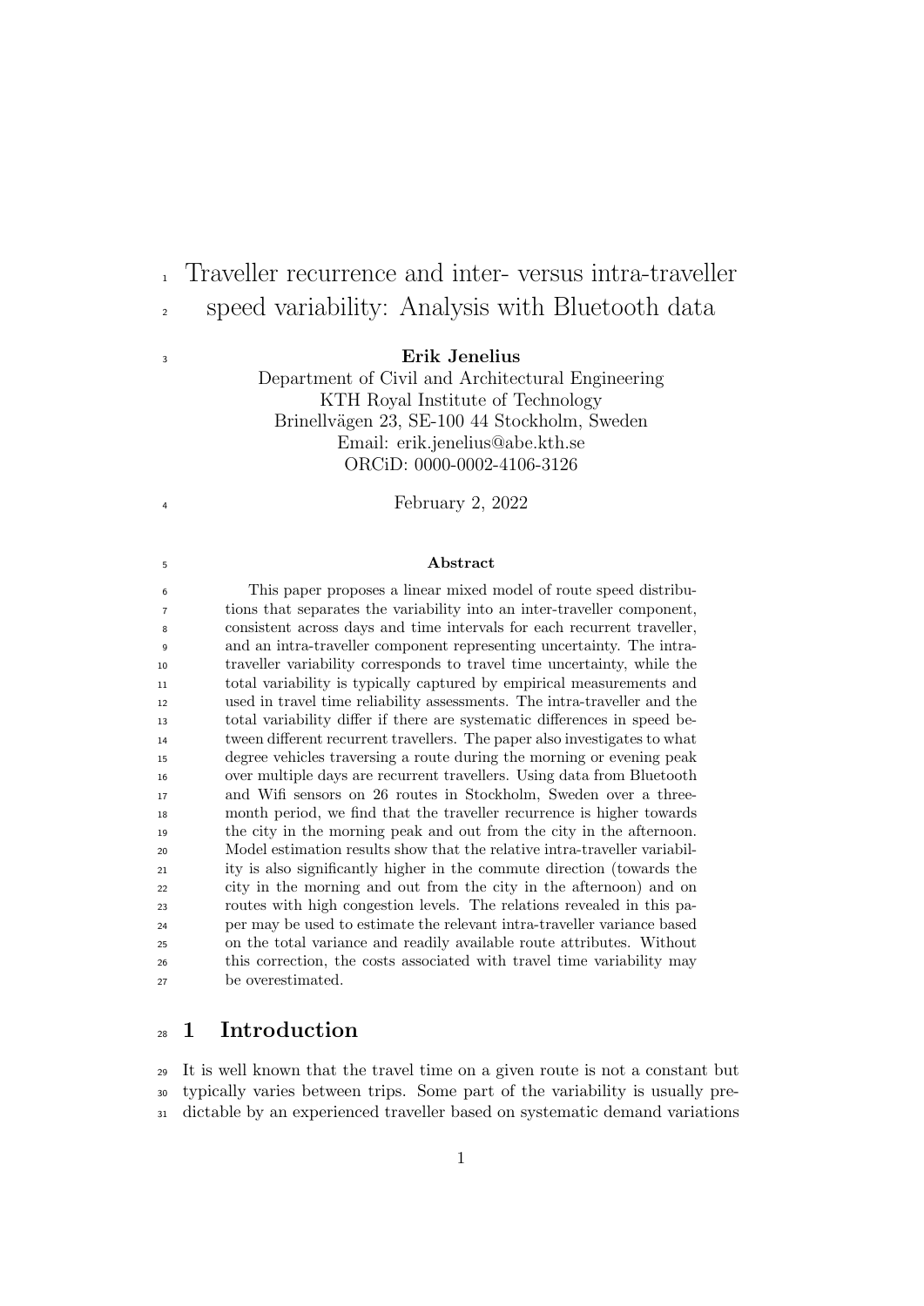# Traveller recurrence and inter- versus intra-traveller speed variability: Analysis with Bluetooth data

**Erik Jenelius**

Department of Civil and Architectural Engineering
KTH Royal Institute of Technology
Brinellvägen 23, SE-100 44 Stockholm, Sweden
Email: erik.jenelius@abe.kth.se
ORCiD: 0000-0002-4106-3126

February 2, 2022

### Abstract

This paper proposes a linear mixed model of route speed distributions that separates the variability into an inter-traveller component, consistent across days and time intervals for each recurrent traveller, and an intra-traveller component representing uncertainty. The intra-traveller variability corresponds to travel time uncertainty, while the total variability is typically captured by empirical measurements and used in travel time reliability assessments. The intra-traveller and the total variability differ if there are systematic differences in speed between different recurrent travellers. The paper also investigates to what degree vehicles traversing a route during the morning or evening peak over multiple days are recurrent travellers. Using data from Bluetooth and Wifi sensors on 26 routes in Stockholm, Sweden over a three-month period, we find that the traveller recurrence is higher towards the city in the morning peak and out from the city in the afternoon. Model estimation results show that the relative intra-traveller variability is also significantly higher in the commute direction (towards the city in the morning and out from the city in the afternoon) and on routes with high congestion levels. The relations revealed in this paper may be used to estimate the relevant intra-traveller variance based on the total variance and readily available route attributes. Without this correction, the costs associated with travel time variability may be overestimated.

## 1 Introduction

It is well known that the travel time on a given route is not a constant but typically varies between trips. Some part of the variability is usually predictable by an experienced traveller based on systematic demand variations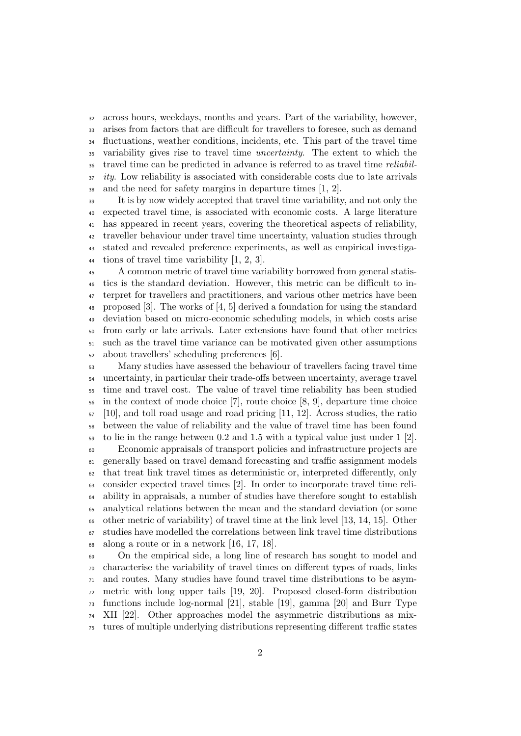across hours, weekdays, months and years. Part of the variability, however, arises from factors that are difficult for travellers to foresee, such as demand fluctuations, weather conditions, incidents, etc. This part of the travel time variability gives rise to travel time *uncertainty*. The extent to which the travel time can be predicted in advance is referred to as travel time *reliability*. Low reliability is associated with considerable costs due to late arrivals and the need for safety margins in departure times [1, 2].

It is by now widely accepted that travel time variability, and not only the expected travel time, is associated with economic costs. A large literature has appeared in recent years, covering the theoretical aspects of reliability, traveller behaviour under travel time uncertainty, valuation studies through stated and revealed preference experiments, as well as empirical investigations of travel time variability [1, 2, 3].

A common metric of travel time variability borrowed from general statistics is the standard deviation. However, this metric can be difficult to interpret for travellers and practitioners, and various other metrics have been proposed [3]. The works of [4, 5] derived a foundation for using the standard deviation based on micro-economic scheduling models, in which costs arise from early or late arrivals. Later extensions have found that other metrics such as the travel time variance can be motivated given other assumptions about travellers' scheduling preferences [6].

Many studies have assessed the behaviour of travellers facing travel time uncertainty, in particular their trade-offs between uncertainty, average travel time and travel cost. The value of travel time reliability has been studied in the context of mode choice [7], route choice [8, 9], departure time choice [10], and toll road usage and road pricing [11, 12]. Across studies, the ratio between the value of reliability and the value of travel time has been found to lie in the range between 0.2 and 1.5 with a typical value just under 1 [2].

Economic appraisals of transport policies and infrastructure projects are generally based on travel demand forecasting and traffic assignment models that treat link travel times as deterministic or, interpreted differently, only consider expected travel times [2]. In order to incorporate travel time reliability in appraisals, a number of studies have therefore sought to establish analytical relations between the mean and the standard deviation (or some other metric of variability) of travel time at the link level [13, 14, 15]. Other studies have modelled the correlations between link travel time distributions along a route or in a network [16, 17, 18].

On the empirical side, a long line of research has sought to model and characterise the variability of travel times on different types of roads, links and routes. Many studies have found travel time distributions to be asymmetric with long upper tails [19, 20]. Proposed closed-form distribution functions include log-normal [21], stable [19], gamma [20] and Burr Type XII [22]. Other approaches model the asymmetric distributions as mixtures of multiple underlying distributions representing different traffic states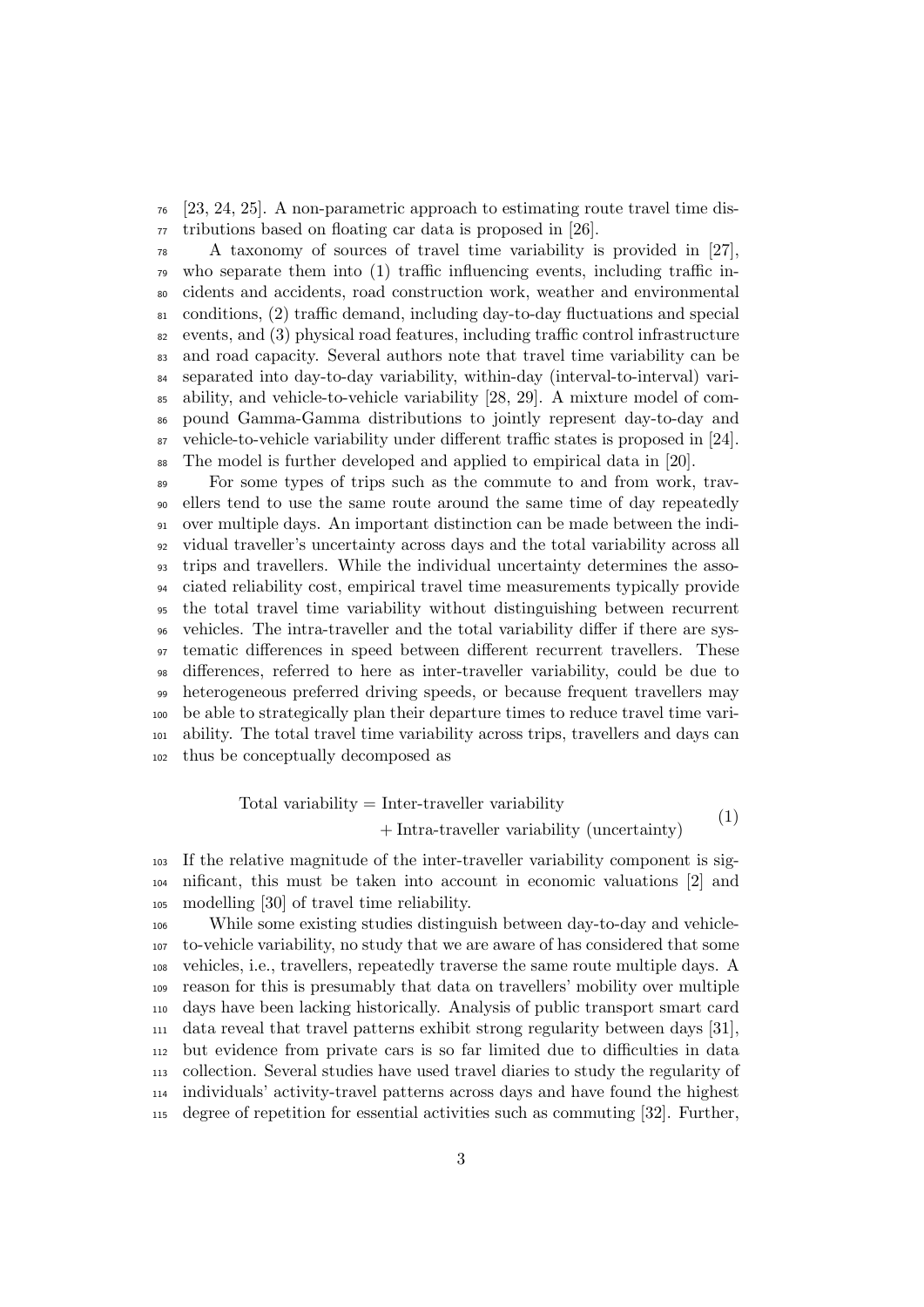[23, 24, 25]. A non-parametric approach to estimating route travel time distributions based on floating car data is proposed in [26].

A taxonomy of sources of travel time variability is provided in [27], who separate them into (1) traffic influencing events, including traffic incidents and accidents, road construction work, weather and environmental conditions, (2) traffic demand, including day-to-day fluctuations and special events, and (3) physical road features, including traffic control infrastructure and road capacity. Several authors note that travel time variability can be separated into day-to-day variability, within-day (interval-to-interval) variability, and vehicle-to-vehicle variability [28, 29]. A mixture model of compound Gamma-Gamma distributions to jointly represent day-to-day and vehicle-to-vehicle variability under different traffic states is proposed in [24]. The model is further developed and applied to empirical data in [20].

For some types of trips such as the commute to and from work, travellers tend to use the same route around the same time of day repeatedly over multiple days. An important distinction can be made between the individual traveller's uncertainty across days and the total variability across all trips and travellers. While the individual uncertainty determines the associated reliability cost, empirical travel time measurements typically provide the total travel time variability without distinguishing between recurrent vehicles. The intra-traveller and the total variability differ if there are systematic differences in speed between different recurrent travellers. These differences, referred to here as inter-traveller variability, could be due to heterogeneous preferred driving speeds, or because frequent travellers may be able to strategically plan their departure times to reduce travel time variability. The total travel time variability across trips, travellers and days can thus be conceptually decomposed as

$$\begin{aligned}\text{Total variability} = {} & \text{Inter-traveller variability} \\ & + \text{Intra-traveller variability (uncertainty)}\end{aligned} \tag{1}$$

If the relative magnitude of the inter-traveller variability component is significant, this must be taken into account in economic valuations [2] and modelling [30] of travel time reliability.

While some existing studies distinguish between day-to-day and vehicle-to-vehicle variability, no study that we are aware of has considered that some vehicles, i.e., travellers, repeatedly traverse the same route multiple days. A reason for this is presumably that data on travellers' mobility over multiple days have been lacking historically. Analysis of public transport smart card data reveal that travel patterns exhibit strong regularity between days [31], but evidence from private cars is so far limited due to difficulties in data collection. Several studies have used travel diaries to study the regularity of individuals' activity-travel patterns across days and have found the highest degree of repetition for essential activities such as commuting [32]. Further,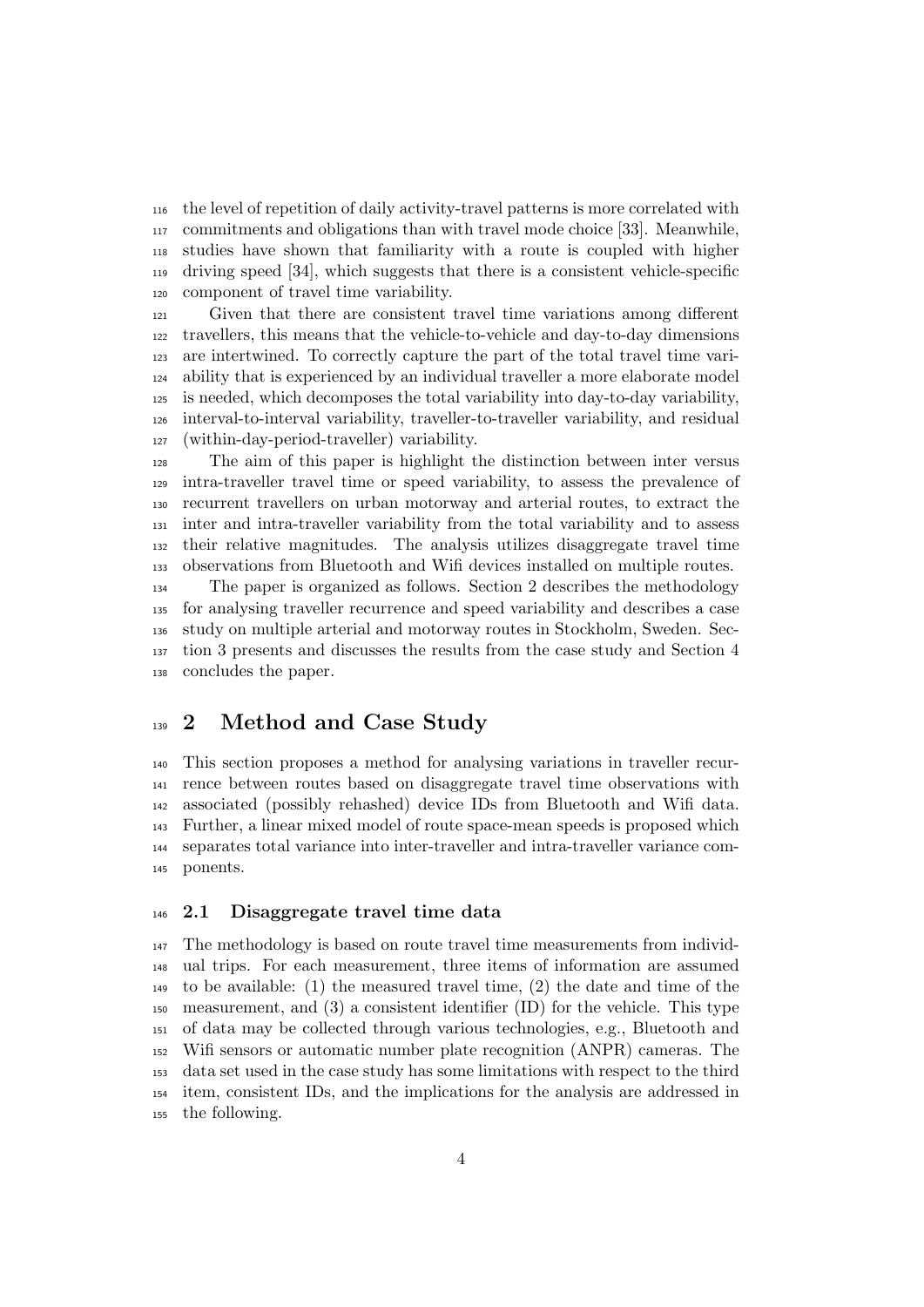the level of repetition of daily activity-travel patterns is more correlated with commitments and obligations than with travel mode choice [33]. Meanwhile, studies have shown that familiarity with a route is coupled with higher driving speed [34], which suggests that there is a consistent vehicle-specific component of travel time variability.

Given that there are consistent travel time variations among different travellers, this means that the vehicle-to-vehicle and day-to-day dimensions are intertwined. To correctly capture the part of the total travel time variability that is experienced by an individual traveller a more elaborate model is needed, which decomposes the total variability into day-to-day variability, interval-to-interval variability, traveller-to-traveller variability, and residual (within-day-period-traveller) variability.

The aim of this paper is highlight the distinction between inter versus intra-traveller travel time or speed variability, to assess the prevalence of recurrent travellers on urban motorway and arterial routes, to extract the inter and intra-traveller variability from the total variability and to assess their relative magnitudes. The analysis utilizes disaggregate travel time observations from Bluetooth and Wifi devices installed on multiple routes.

The paper is organized as follows. Section 2 describes the methodology for analysing traveller recurrence and speed variability and describes a case study on multiple arterial and motorway routes in Stockholm, Sweden. Section 3 presents and discusses the results from the case study and Section 4 concludes the paper.

# 2 Method and Case Study

This section proposes a method for analysing variations in traveller recurrence between routes based on disaggregate travel time observations with associated (possibly rehashed) device IDs from Bluetooth and Wifi data. Further, a linear mixed model of route space-mean speeds is proposed which separates total variance into inter-traveller and intra-traveller variance components.

## 2.1 Disaggregate travel time data

The methodology is based on route travel time measurements from individual trips. For each measurement, three items of information are assumed to be available: (1) the measured travel time, (2) the date and time of the measurement, and (3) a consistent identifier (ID) for the vehicle. This type of data may be collected through various technologies, e.g., Bluetooth and Wifi sensors or automatic number plate recognition (ANPR) cameras. The data set used in the case study has some limitations with respect to the third item, consistent IDs, and the implications for the analysis are addressed in the following.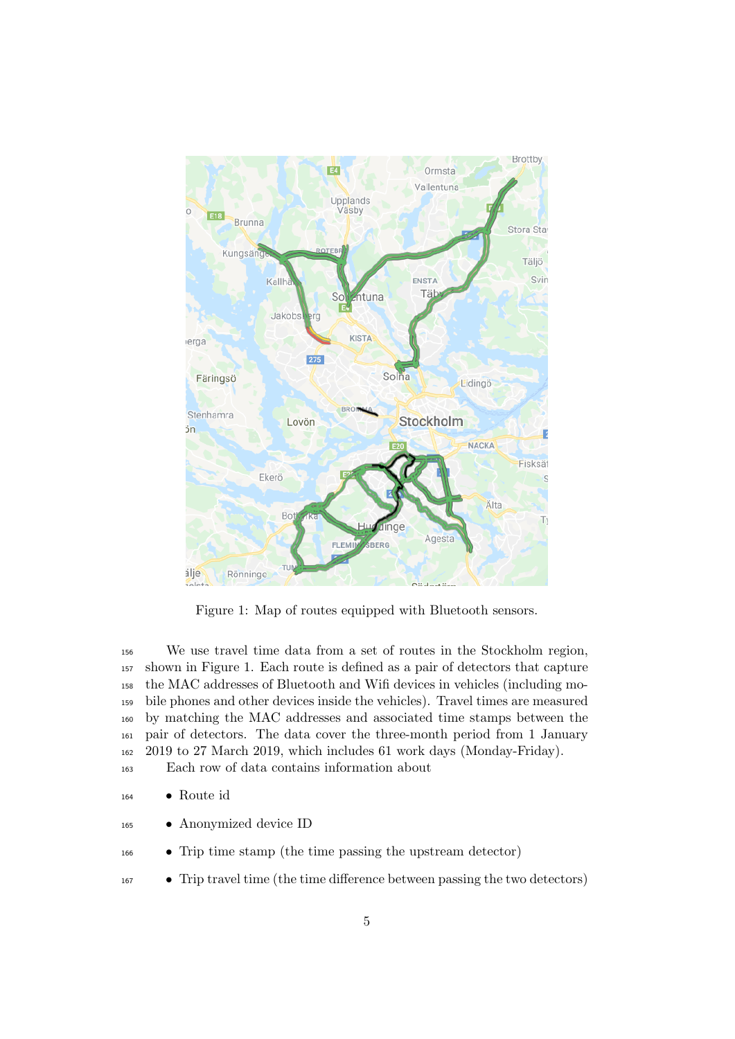Figure 1: Map of routes equipped with Bluetooth sensors.

We use travel time data from a set of routes in the Stockholm region, shown in Figure 1. Each route is defined as a pair of detectors that capture the MAC addresses of Bluetooth and Wifi devices in vehicles (including mobile phones and other devices inside the vehicles). Travel times are measured by matching the MAC addresses and associated time stamps between the pair of detectors. The data cover the three-month period from 1 January 2019 to 27 March 2019, which includes 61 work days (Monday-Friday).

Each row of data contains information about

- Route id
- Anonymized device ID
- Trip time stamp (the time passing the upstream detector)
- Trip travel time (the time difference between passing the two detectors)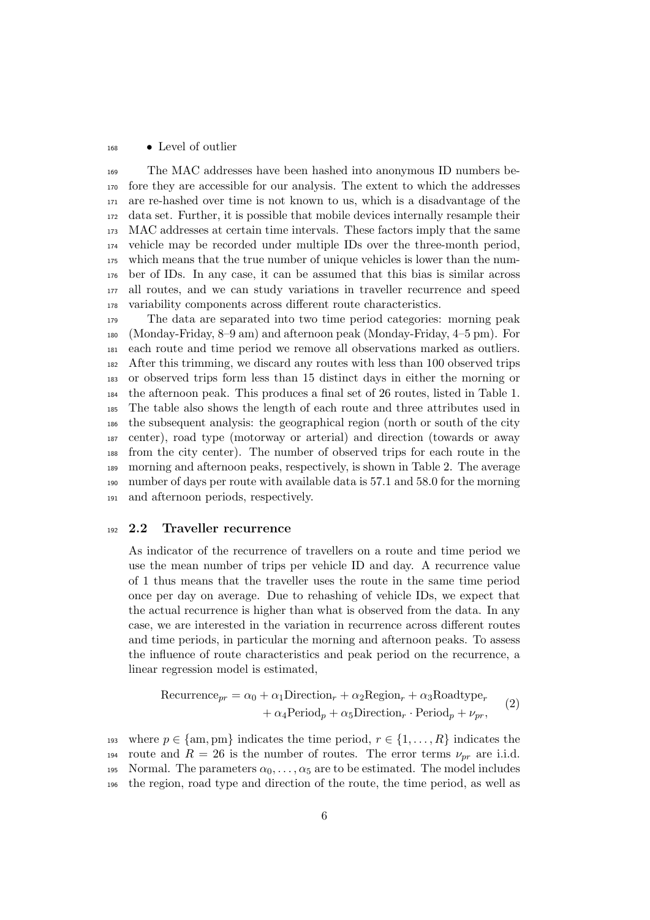- Level of outlier

The MAC addresses have been hashed into anonymous ID numbers before they are accessible for our analysis. The extent to which the addresses are re-hashed over time is not known to us, which is a disadvantage of the data set. Further, it is possible that mobile devices internally resample their MAC addresses at certain time intervals. These factors imply that the same vehicle may be recorded under multiple IDs over the three-month period, which means that the true number of unique vehicles is lower than the number of IDs. In any case, it can be assumed that this bias is similar across all routes, and we can study variations in traveller recurrence and speed variability components across different route characteristics.

The data are separated into two time period categories: morning peak (Monday-Friday, 8–9 am) and afternoon peak (Monday-Friday, 4–5 pm). For each route and time period we remove all observations marked as outliers. After this trimming, we discard any routes with less than 100 observed trips or observed trips form less than 15 distinct days in either the morning or the afternoon peak. This produces a final set of 26 routes, listed in Table 1. The table also shows the length of each route and three attributes used in the subsequent analysis: the geographical region (north or south of the city center), road type (motorway or arterial) and direction (towards or away from the city center). The number of observed trips for each route in the morning and afternoon peaks, respectively, is shown in Table 2. The average number of days per route with available data is 57.1 and 58.0 for the morning and afternoon periods, respectively.

## 2.2 Traveller recurrence

As indicator of the recurrence of travellers on a route and time period we use the mean number of trips per vehicle ID and day. A recurrence value of 1 thus means that the traveller uses the route in the same time period once per day on average. Due to rehashing of vehicle IDs, we expect that the actual recurrence is higher than what is observed from the data. In any case, we are interested in the variation in recurrence across different routes and time periods, in particular the morning and afternoon peaks. To assess the influence of route characteristics and peak period on the recurrence, a linear regression model is estimated,

$$\begin{aligned}\text{Recurrence}_{pr} = \alpha_0 + \alpha_1 \text{Direction}_r + \alpha_2 \text{Region}_r + \alpha_3 \text{Roadtype}_r \\ + \alpha_4 \text{Period}_p + \alpha_5 \text{Direction}_r \cdot \text{Period}_p + \nu_{pr},\end{aligned} \tag{2}$$

where $p \in \{\text{am}, \text{pm}\}$ indicates the time period, $r \in \{1, \ldots, R\}$ indicates the route and $R = 26$ is the number of routes. The error terms $\nu_{pr}$ are i.i.d. Normal. The parameters $\alpha_0, \ldots, \alpha_5$ are to be estimated. The model includes the region, road type and direction of the route, the time period, as well as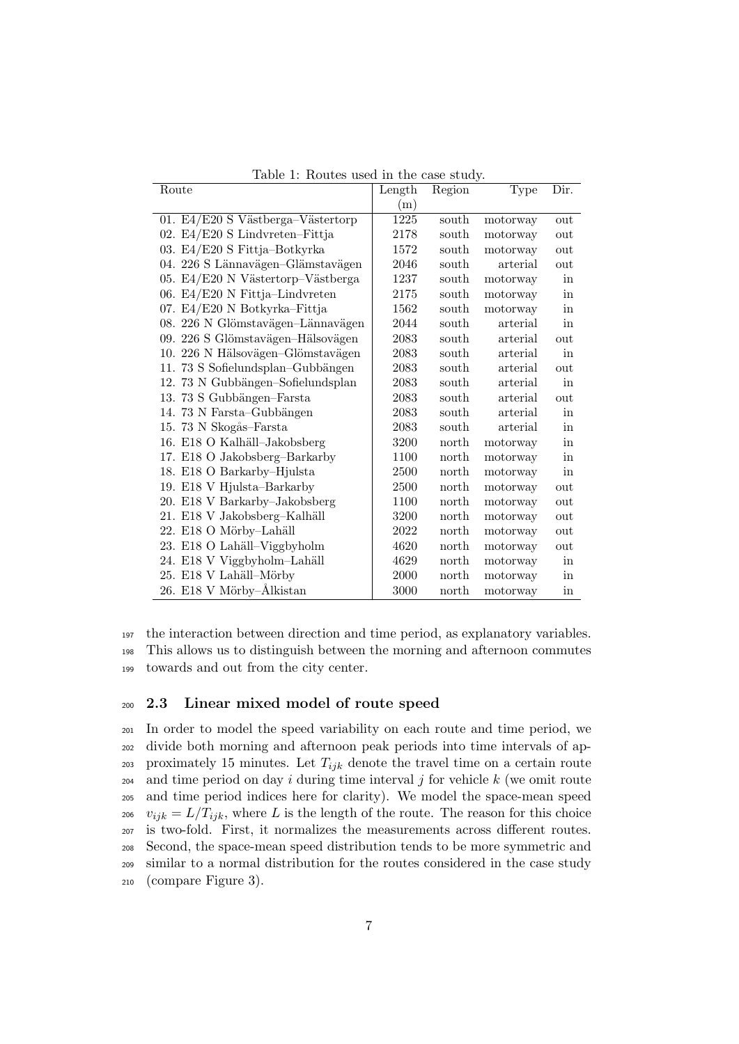Table 1: Routes used in the case study.

| Route | Length (m) | Region | Type | Dir. |
|---|---|---|---|---|
| 01. E4/E20 S Västberga–Västertorp | 1225 | south | motorway | out |
| 02. E4/E20 S Lindvreten–Fittja | 2178 | south | motorway | out |
| 03. E4/E20 S Fittja–Botkyrka | 1572 | south | motorway | out |
| 04. 226 S Lännavägen–Glämstavägen | 2046 | south | arterial | out |
| 05. E4/E20 N Västertorp–Västberga | 1237 | south | motorway | in |
| 06. E4/E20 N Fittja–Lindvreten | 2175 | south | motorway | in |
| 07. E4/E20 N Botkyrka–Fittja | 1562 | south | motorway | in |
| 08. 226 N Glömstavägen–Lännavägen | 2044 | south | arterial | in |
| 09. 226 S Glömstavägen–Hälsovägen | 2083 | south | arterial | out |
| 10. 226 N Hälsovägen–Glömstavägen | 2083 | south | arterial | in |
| 11. 73 S Sofielundsplan–Gubbängen | 2083 | south | arterial | out |
| 12. 73 N Gubbängen–Sofielundsplan | 2083 | south | arterial | in |
| 13. 73 S Gubbängen–Farsta | 2083 | south | arterial | out |
| 14. 73 N Farsta–Gubbängen | 2083 | south | arterial | in |
| 15. 73 N Skogås–Farsta | 2083 | south | arterial | in |
| 16. E18 O Kalhäll–Jakobsberg | 3200 | north | motorway | in |
| 17. E18 O Jakobsberg–Barkarby | 1100 | north | motorway | in |
| 18. E18 O Barkarby–Hjulsta | 2500 | north | motorway | in |
| 19. E18 V Hjulsta–Barkarby | 2500 | north | motorway | out |
| 20. E18 V Barkarby–Jakobsberg | 1100 | north | motorway | out |
| 21. E18 V Jakobsberg–Kalhäll | 3200 | north | motorway | out |
| 22. E18 O Mörby–Lahäll | 2022 | north | motorway | out |
| 23. E18 O Lahäll–Viggbyholm | 4620 | north | motorway | out |
| 24. E18 V Viggbyholm–Lahäll | 4629 | north | motorway | in |
| 25. E18 V Lahäll–Mörby | 2000 | north | motorway | in |
| 26. E18 V Mörby–Ålkistan | 3000 | north | motorway | in |

the interaction between direction and time period, as explanatory variables. This allows us to distinguish between the morning and afternoon commutes towards and out from the city center.

## 2.3 Linear mixed model of route speed

In order to model the speed variability on each route and time period, we divide both morning and afternoon peak periods into time intervals of approximately 15 minutes. Let $T_{ijk}$ denote the travel time on a certain route and time period on day $i$ during time interval $j$ for vehicle $k$ (we omit route and time period indices here for clarity). We model the space-mean speed $v_{ijk} = L/T_{ijk}$, where $L$ is the length of the route. The reason for this choice is two-fold. First, it normalizes the measurements across different routes. Second, the space-mean speed distribution tends to be more symmetric and similar to a normal distribution for the routes considered in the case study (compare Figure 3).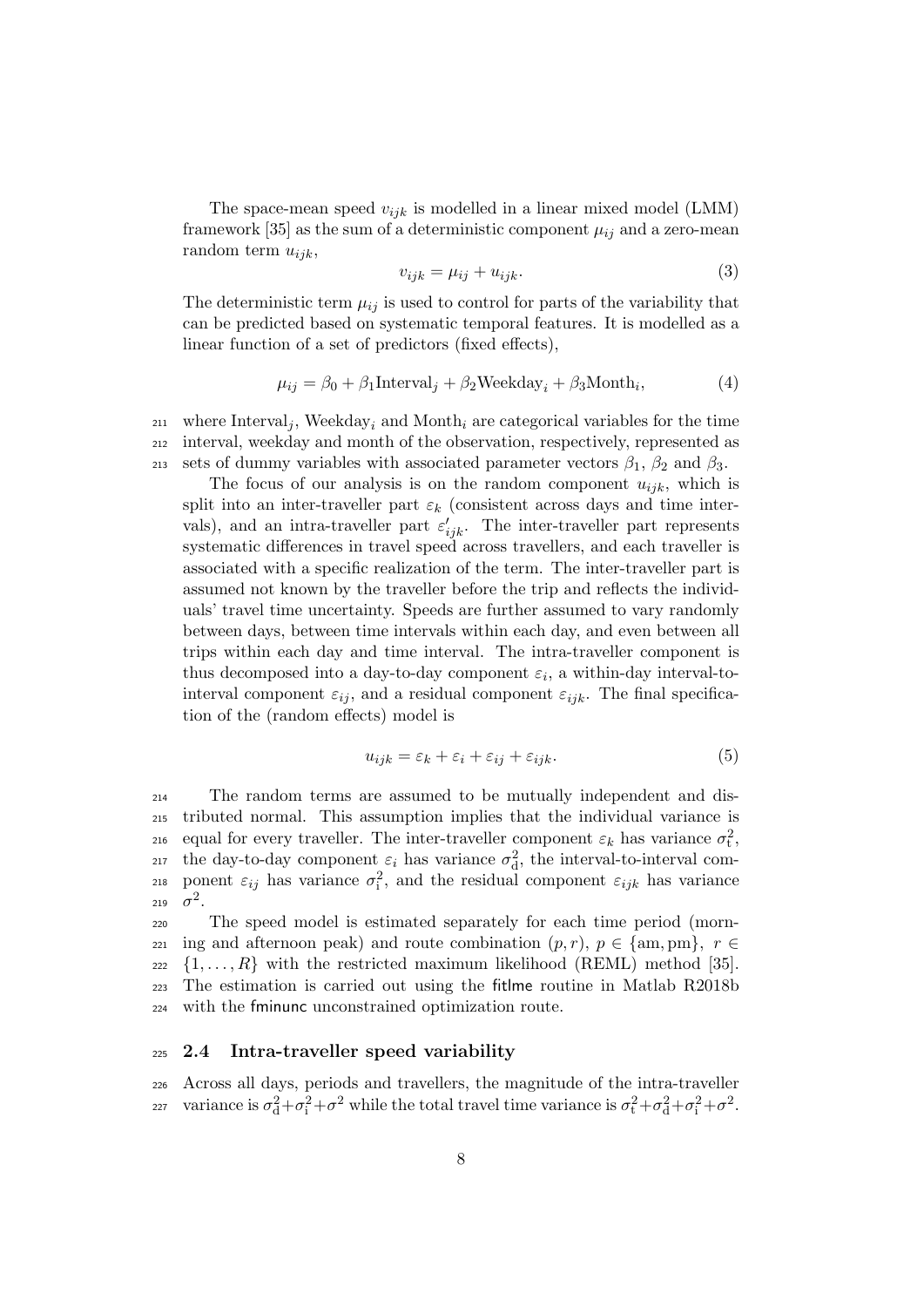The space-mean speed $v_{ijk}$ is modelled in a linear mixed model (LMM) framework [35] as the sum of a deterministic component $\mu_{ij}$ and a zero-mean random term $u_{ijk}$,

$$v_{ijk} = \mu_{ij} + u_{ijk}. \tag{3}$$

The deterministic term $\mu_{ij}$ is used to control for parts of the variability that can be predicted based on systematic temporal features. It is modelled as a linear function of a set of predictors (fixed effects),

$$\mu_{ij} = \beta_0 + \beta_1 \text{Interval}_j + \beta_2 \text{Weekday}_i + \beta_3 \text{Month}_i, \tag{4}$$

where $\text{Interval}_j$, $\text{Weekday}_i$ and $\text{Month}_i$ are categorical variables for the time interval, weekday and month of the observation, respectively, represented as sets of dummy variables with associated parameter vectors $\beta_1$, $\beta_2$ and $\beta_3$.

The focus of our analysis is on the random component $u_{ijk}$, which is split into an inter-traveller part $\varepsilon_k$ (consistent across days and time intervals), and an intra-traveller part $\varepsilon'_{ijk}$. The inter-traveller part represents systematic differences in travel speed across travellers, and each traveller is associated with a specific realization of the term. The inter-traveller part is assumed not known by the traveller before the trip and reflects the individuals' travel time uncertainty. Speeds are further assumed to vary randomly between days, between time intervals within each day, and even between all trips within each day and time interval. The intra-traveller component is thus decomposed into a day-to-day component $\varepsilon_i$, a within-day interval-to-interval component $\varepsilon_{ij}$, and a residual component $\varepsilon_{ijk}$. The final specification of the (random effects) model is

$$u_{ijk} = \varepsilon_k + \varepsilon_i + \varepsilon_{ij} + \varepsilon_{ijk}. \tag{5}$$

The random terms are assumed to be mutually independent and distributed normal. This assumption implies that the individual variance is equal for every traveller. The inter-traveller component $\varepsilon_k$ has variance $\sigma_\mathrm{t}^2$, the day-to-day component $\varepsilon_i$ has variance $\sigma_\mathrm{d}^2$, the interval-to-interval component $\varepsilon_{ij}$ has variance $\sigma_\mathrm{i}^2$, and the residual component $\varepsilon_{ijk}$ has variance $\sigma^2$.

The speed model is estimated separately for each time period (morning and afternoon peak) and route combination $(p, r)$, $p \in \{\text{am}, \text{pm}\}$, $r \in \{1, \ldots, R\}$ with the restricted maximum likelihood (REML) method [35]. The estimation is carried out using the fitlme routine in Matlab R2018b with the fminunc unconstrained optimization route.

## 2.4 Intra-traveller speed variability

Across all days, periods and travellers, the magnitude of the intra-traveller variance is $\sigma_\mathrm{d}^2 + \sigma_\mathrm{i}^2 + \sigma^2$ while the total travel time variance is $\sigma_\mathrm{t}^2 + \sigma_\mathrm{d}^2 + \sigma_\mathrm{i}^2 + \sigma^2$.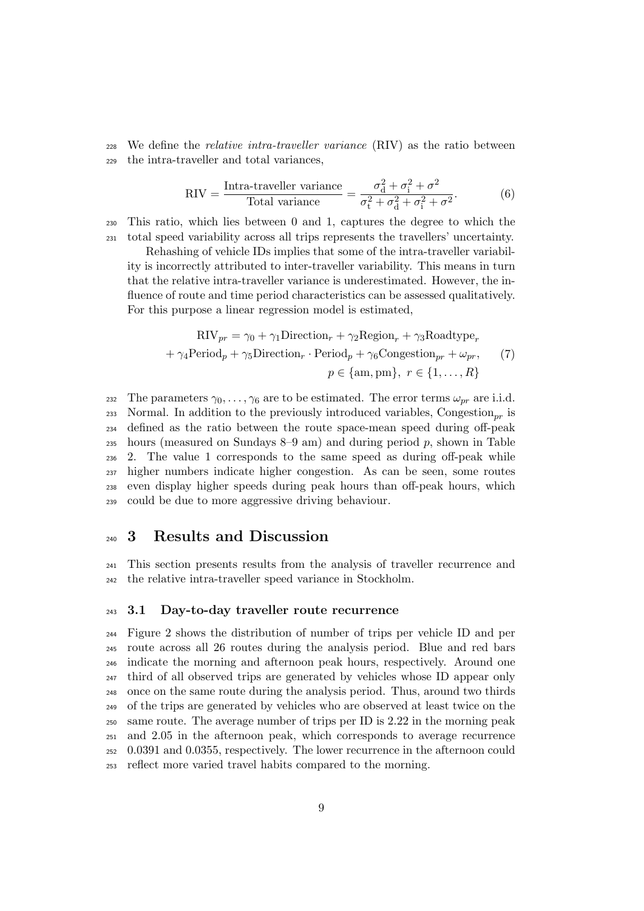We define the *relative intra-traveller variance* (RIV) as the ratio between the intra-traveller and total variances,

$$\text{RIV} = \frac{\text{Intra-traveller variance}}{\text{Total variance}} = \frac{\sigma_{\text{d}}^2 + \sigma_{\text{i}}^2 + \sigma^2}{\sigma_{\text{t}}^2 + \sigma_{\text{d}}^2 + \sigma_{\text{i}}^2 + \sigma^2}. \tag{6}$$

This ratio, which lies between 0 and 1, captures the degree to which the total speed variability across all trips represents the travellers' uncertainty.

Rehashing of vehicle IDs implies that some of the intra-traveller variability is incorrectly attributed to inter-traveller variability. This means in turn that the relative intra-traveller variance is underestimated. However, the influence of route and time period characteristics can be assessed qualitatively. For this purpose a linear regression model is estimated,

$$\begin{aligned} \text{RIV}_{pr} &= \gamma_0 + \gamma_1 \text{Direction}_r + \gamma_2 \text{Region}_r + \gamma_3 \text{Roadtype}_r \\ &+ \gamma_4 \text{Period}_p + \gamma_5 \text{Direction}_r \cdot \text{Period}_p + \gamma_6 \text{Congestion}_{pr} + \omega_{pr}, \\ & p \in \{\text{am}, \text{pm}\},\ r \in \{1, \ldots, R\} \end{aligned} \tag{7}$$

The parameters $\gamma_0, \ldots, \gamma_6$ are to be estimated. The error terms $\omega_{pr}$ are i.i.d. Normal. In addition to the previously introduced variables, $\text{Congestion}_{pr}$ is defined as the ratio between the route space-mean speed during off-peak hours (measured on Sundays 8–9 am) and during period $p$, shown in Table 2. The value 1 corresponds to the same speed as during off-peak while higher numbers indicate higher congestion. As can be seen, some routes even display higher speeds during peak hours than off-peak hours, which could be due to more aggressive driving behaviour.

# 3 Results and Discussion

This section presents results from the analysis of traveller recurrence and the relative intra-traveller speed variance in Stockholm.

## 3.1 Day-to-day traveller route recurrence

Figure 2 shows the distribution of number of trips per vehicle ID and per route across all 26 routes during the analysis period. Blue and red bars indicate the morning and afternoon peak hours, respectively. Around one third of all observed trips are generated by vehicles whose ID appear only once on the same route during the analysis period. Thus, around two thirds of the trips are generated by vehicles who are observed at least twice on the same route. The average number of trips per ID is 2.22 in the morning peak and 2.05 in the afternoon peak, which corresponds to average recurrence 0.0391 and 0.0355, respectively. The lower recurrence in the afternoon could reflect more varied travel habits compared to the morning.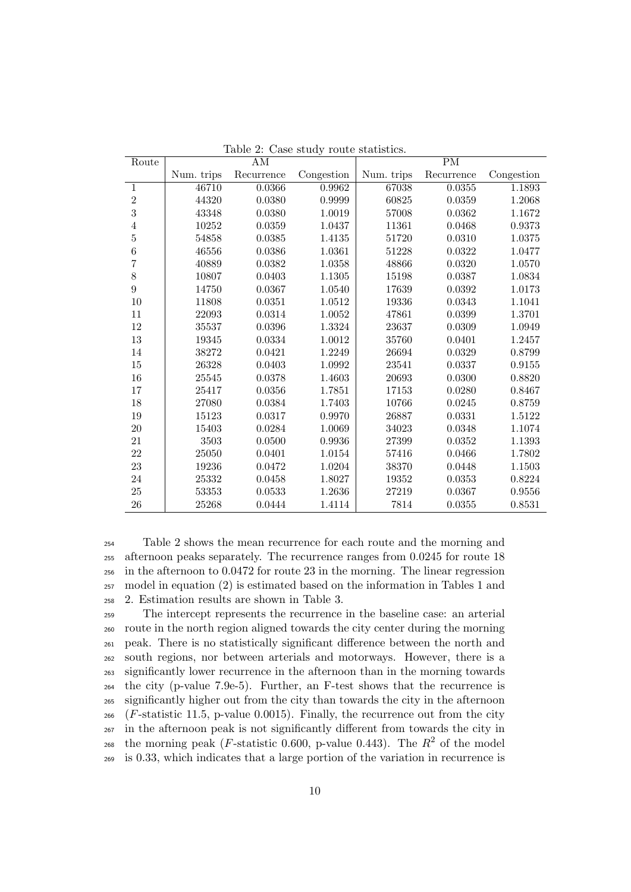Table 2: Case study route statistics.

| Route | AM | | | PM | | |
|---|---|---|---|---|---|---|
| | Num. trips | Recurrence | Congestion | Num. trips | Recurrence | Congestion |
| 1 | 46710 | 0.0366 | 0.9962 | 67038 | 0.0355 | 1.1893 |
| 2 | 44320 | 0.0380 | 0.9999 | 60825 | 0.0359 | 1.2068 |
| 3 | 43348 | 0.0380 | 1.0019 | 57008 | 0.0362 | 1.1672 |
| 4 | 10252 | 0.0359 | 1.0437 | 11361 | 0.0468 | 0.9373 |
| 5 | 54858 | 0.0385 | 1.4135 | 51720 | 0.0310 | 1.0375 |
| 6 | 46556 | 0.0386 | 1.0361 | 51228 | 0.0322 | 1.0477 |
| 7 | 40889 | 0.0382 | 1.0358 | 48866 | 0.0320 | 1.0570 |
| 8 | 10807 | 0.0403 | 1.1305 | 15198 | 0.0387 | 1.0834 |
| 9 | 14750 | 0.0367 | 1.0540 | 17639 | 0.0392 | 1.0173 |
| 10 | 11808 | 0.0351 | 1.0512 | 19336 | 0.0343 | 1.1041 |
| 11 | 22093 | 0.0314 | 1.0052 | 47861 | 0.0399 | 1.3701 |
| 12 | 35537 | 0.0396 | 1.3324 | 23637 | 0.0309 | 1.0949 |
| 13 | 19345 | 0.0334 | 1.0012 | 35760 | 0.0401 | 1.2457 |
| 14 | 38272 | 0.0421 | 1.2249 | 26694 | 0.0329 | 0.8799 |
| 15 | 26328 | 0.0403 | 1.0992 | 23541 | 0.0337 | 0.9155 |
| 16 | 25545 | 0.0378 | 1.4603 | 20693 | 0.0300 | 0.8820 |
| 17 | 25417 | 0.0356 | 1.7851 | 17153 | 0.0280 | 0.8467 |
| 18 | 27080 | 0.0384 | 1.7403 | 10766 | 0.0245 | 0.8759 |
| 19 | 15123 | 0.0317 | 0.9970 | 26887 | 0.0331 | 1.5122 |
| 20 | 15403 | 0.0284 | 1.0069 | 34023 | 0.0348 | 1.1074 |
| 21 | 3503 | 0.0500 | 0.9936 | 27399 | 0.0352 | 1.1393 |
| 22 | 25050 | 0.0401 | 1.0154 | 57416 | 0.0466 | 1.7802 |
| 23 | 19236 | 0.0472 | 1.0204 | 38370 | 0.0448 | 1.1503 |
| 24 | 25332 | 0.0458 | 1.8027 | 19352 | 0.0353 | 0.8224 |
| 25 | 53353 | 0.0533 | 1.2636 | 27219 | 0.0367 | 0.9556 |
| 26 | 25268 | 0.0444 | 1.4114 | 7814 | 0.0355 | 0.8531 |

Table 2 shows the mean recurrence for each route and the morning and afternoon peaks separately. The recurrence ranges from 0.0245 for route 18 in the afternoon to 0.0472 for route 23 in the morning. The linear regression model in equation (2) is estimated based on the information in Tables 1 and 2. Estimation results are shown in Table 3.

The intercept represents the recurrence in the baseline case: an arterial route in the north region aligned towards the city center during the morning peak. There is no statistically significant difference between the north and south regions, nor between arterials and motorways. However, there is a significantly lower recurrence in the afternoon than in the morning towards the city (p-value 7.9e-5). Further, an F-test shows that the recurrence is significantly higher out from the city than towards the city in the afternoon ($F$-statistic 11.5, p-value 0.0015). Finally, the recurrence out from the city in the afternoon peak is not significantly different from towards the city in the morning peak ($F$-statistic 0.600, p-value 0.443). The $R^2$ of the model is 0.33, which indicates that a large portion of the variation in recurrence is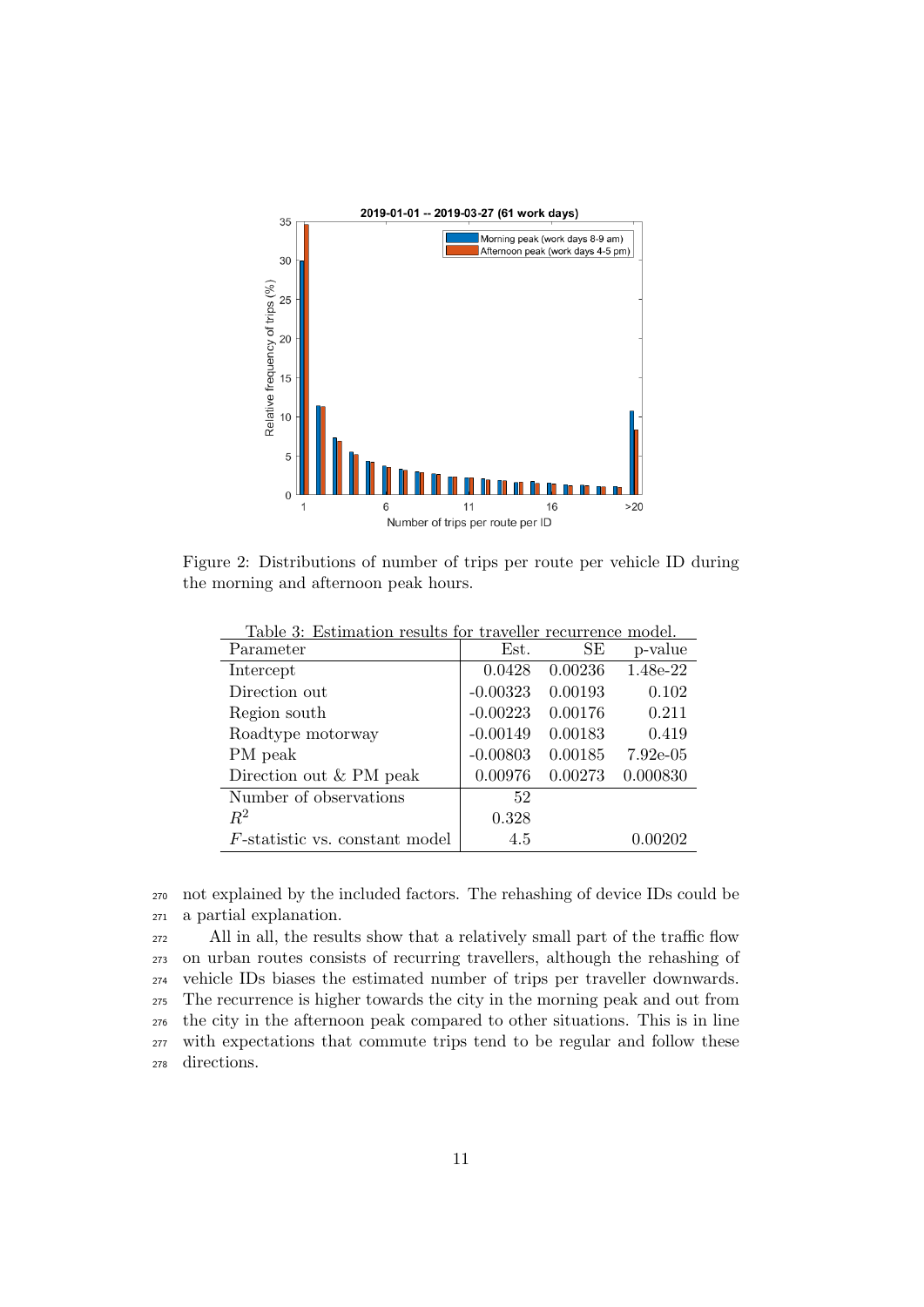Figure 2: Distributions of number of trips per route per vehicle ID during the morning and afternoon peak hours.

Table 3: Estimation results for traveller recurrence model.

| Parameter | Est. | SE | p-value |
|---|---|---|---|
| Intercept | 0.0428 | 0.00236 | 1.48e-22 |
| Direction out | -0.00323 | 0.00193 | 0.102 |
| Region south | -0.00223 | 0.00176 | 0.211 |
| Roadtype motorway | -0.00149 | 0.00183 | 0.419 |
| PM peak | -0.00803 | 0.00185 | 7.92e-05 |
| Direction out & PM peak | 0.00976 | 0.00273 | 0.000830 |
| Number of observations | 52 | | |
| $R^2$ | 0.328 | | |
| $F$-statistic vs. constant model | 4.5 | | 0.00202 |

not explained by the included factors. The rehashing of device IDs could be a partial explanation.

All in all, the results show that a relatively small part of the traffic flow on urban routes consists of recurring travellers, although the rehashing of vehicle IDs biases the estimated number of trips per traveller downwards. The recurrence is higher towards the city in the morning peak and out from the city in the afternoon peak compared to other situations. This is in line with expectations that commute trips tend to be regular and follow these directions.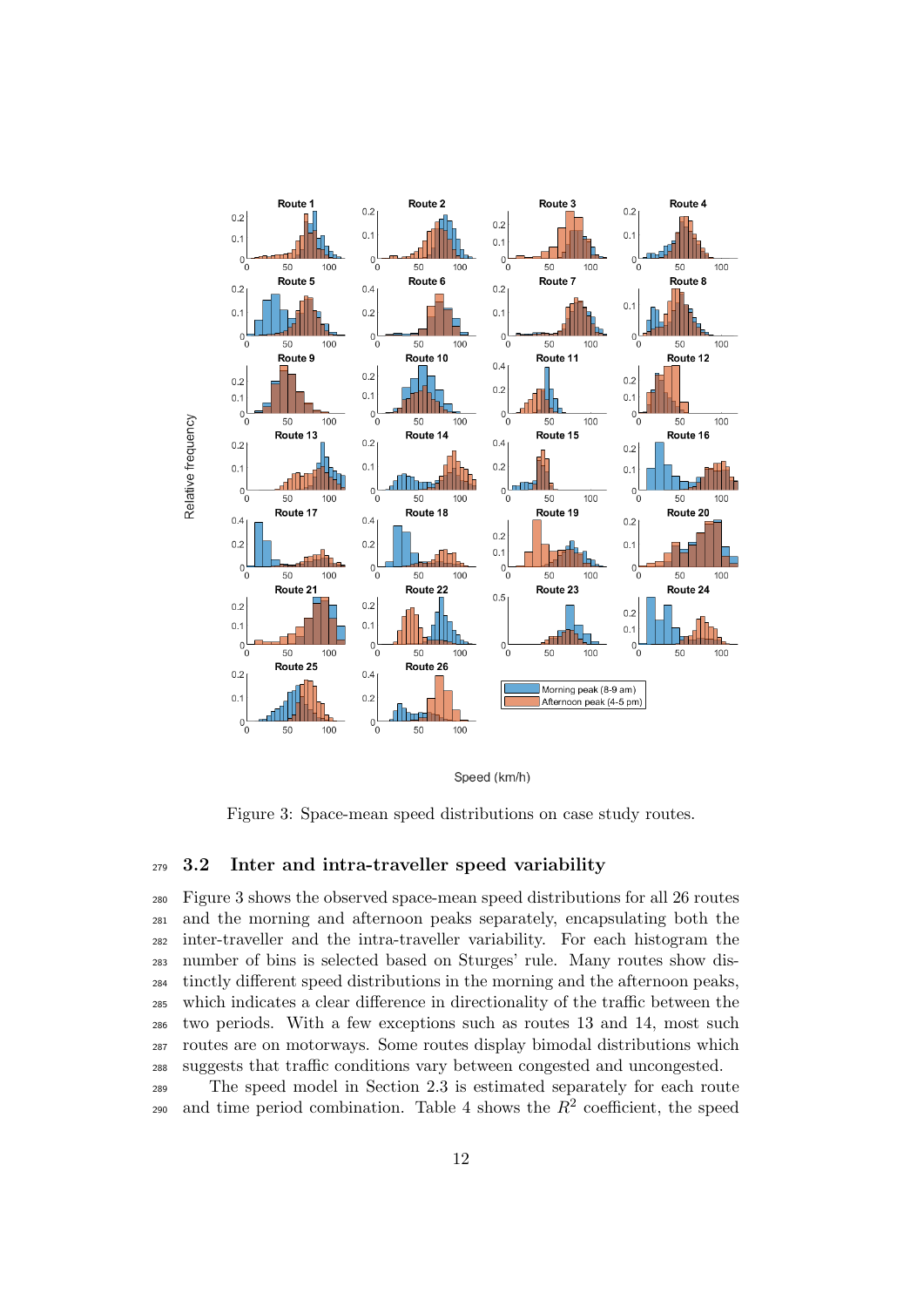Figure 3: Space-mean speed distributions on case study routes.

### 3.2 Inter and intra-traveller speed variability

Figure 3 shows the observed space-mean speed distributions for all 26 routes and the morning and afternoon peaks separately, encapsulating both the inter-traveller and the intra-traveller variability. For each histogram the number of bins is selected based on Sturges' rule. Many routes show distinctly different speed distributions in the morning and the afternoon peaks, which indicates a clear difference in directionality of the traffic between the two periods. With a few exceptions such as routes 13 and 14, most such routes are on motorways. Some routes display bimodal distributions which suggests that traffic conditions vary between congested and uncongested.

The speed model in Section 2.3 is estimated separately for each route and time period combination. Table 4 shows the $R^2$ coefficient, the speed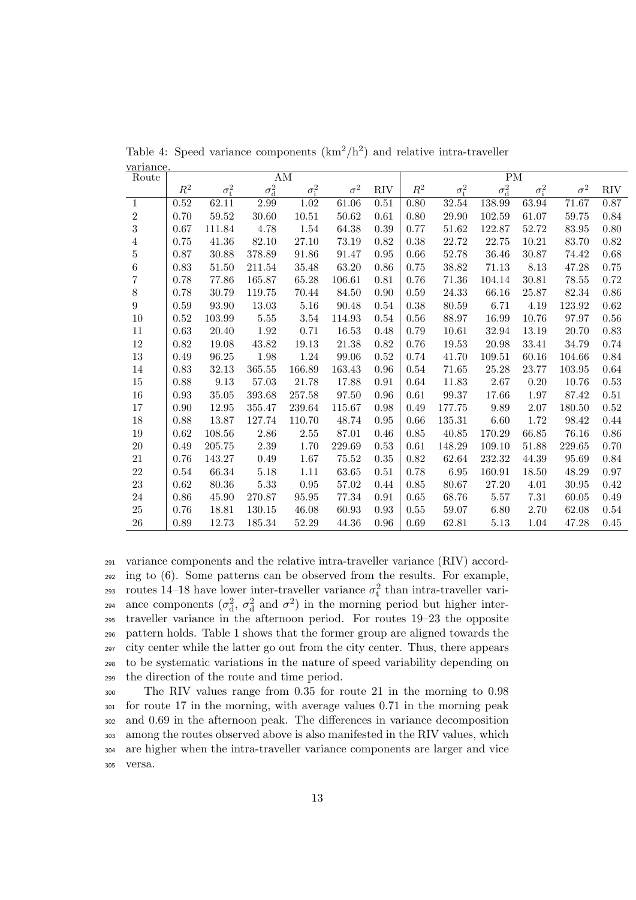Table 4: Speed variance components ($km^2/h^2$) and relative intra-traveller variance.

| Route | AM | | | | | | PM | | | | | |
|---|---|---|---|---|---|---|---|---|---|---|---|---|
| | $R^2$ | $\sigma_t^2$ | $\sigma_d^2$ | $\sigma_i^2$ | $\sigma^2$ | RIV | $R^2$ | $\sigma_t^2$ | $\sigma_d^2$ | $\sigma_i^2$ | $\sigma^2$ | RIV |
| 1 | 0.52 | 62.11 | 2.99 | 1.02 | 61.06 | 0.51 | 0.80 | 32.54 | 138.99 | 63.94 | 71.67 | 0.87 |
| 2 | 0.70 | 59.52 | 30.60 | 10.51 | 50.62 | 0.61 | 0.80 | 29.90 | 102.59 | 61.07 | 59.75 | 0.84 |
| 3 | 0.67 | 111.84 | 4.78 | 1.54 | 64.38 | 0.39 | 0.77 | 51.62 | 122.87 | 52.72 | 83.95 | 0.80 |
| 4 | 0.75 | 41.36 | 82.10 | 27.10 | 73.19 | 0.82 | 0.38 | 22.72 | 22.75 | 10.21 | 83.70 | 0.82 |
| 5 | 0.87 | 30.88 | 378.89 | 91.86 | 91.47 | 0.95 | 0.66 | 52.78 | 36.46 | 30.87 | 74.42 | 0.68 |
| 6 | 0.83 | 51.50 | 211.54 | 35.48 | 63.20 | 0.86 | 0.75 | 38.82 | 71.13 | 8.13 | 47.28 | 0.75 |
| 7 | 0.78 | 77.86 | 165.87 | 65.28 | 106.61 | 0.81 | 0.76 | 71.36 | 104.14 | 30.81 | 78.55 | 0.72 |
| 8 | 0.78 | 30.79 | 119.75 | 70.44 | 84.50 | 0.90 | 0.59 | 24.33 | 66.16 | 25.87 | 82.34 | 0.86 |
| 9 | 0.59 | 93.90 | 13.03 | 5.16 | 90.48 | 0.54 | 0.38 | 80.59 | 6.71 | 4.19 | 123.92 | 0.62 |
| 10 | 0.52 | 103.99 | 5.55 | 3.54 | 114.93 | 0.54 | 0.56 | 88.97 | 16.99 | 10.76 | 97.97 | 0.56 |
| 11 | 0.63 | 20.40 | 1.92 | 0.71 | 16.53 | 0.48 | 0.79 | 10.61 | 32.94 | 13.19 | 20.70 | 0.83 |
| 12 | 0.82 | 19.08 | 43.82 | 19.13 | 21.38 | 0.82 | 0.76 | 19.53 | 20.98 | 33.41 | 34.79 | 0.74 |
| 13 | 0.49 | 96.25 | 1.98 | 1.24 | 99.06 | 0.52 | 0.74 | 41.70 | 109.51 | 60.16 | 104.66 | 0.84 |
| 14 | 0.83 | 32.13 | 365.55 | 166.89 | 163.43 | 0.96 | 0.54 | 71.65 | 25.28 | 23.77 | 103.95 | 0.64 |
| 15 | 0.88 | 9.13 | 57.03 | 21.78 | 17.88 | 0.91 | 0.64 | 11.83 | 2.67 | 0.20 | 10.76 | 0.53 |
| 16 | 0.93 | 35.05 | 393.68 | 257.58 | 97.50 | 0.96 | 0.61 | 99.37 | 17.66 | 1.97 | 87.42 | 0.51 |
| 17 | 0.90 | 12.95 | 355.47 | 239.64 | 115.67 | 0.98 | 0.49 | 177.75 | 9.89 | 2.07 | 180.50 | 0.52 |
| 18 | 0.88 | 13.87 | 127.74 | 110.70 | 48.74 | 0.95 | 0.66 | 135.31 | 6.60 | 1.72 | 98.42 | 0.44 |
| 19 | 0.62 | 108.56 | 2.86 | 2.55 | 87.01 | 0.46 | 0.85 | 40.85 | 170.29 | 66.85 | 76.16 | 0.86 |
| 20 | 0.49 | 205.75 | 2.39 | 1.70 | 229.69 | 0.53 | 0.61 | 148.29 | 109.10 | 51.88 | 229.65 | 0.70 |
| 21 | 0.76 | 143.27 | 0.49 | 1.67 | 75.52 | 0.35 | 0.82 | 62.64 | 232.32 | 44.39 | 95.69 | 0.84 |
| 22 | 0.54 | 66.34 | 5.18 | 1.11 | 63.65 | 0.51 | 0.78 | 6.95 | 160.91 | 18.50 | 48.29 | 0.97 |
| 23 | 0.62 | 80.36 | 5.33 | 0.95 | 57.02 | 0.44 | 0.85 | 80.67 | 27.20 | 4.01 | 30.95 | 0.42 |
| 24 | 0.86 | 45.90 | 270.87 | 95.95 | 77.34 | 0.91 | 0.65 | 68.76 | 5.57 | 7.31 | 60.05 | 0.49 |
| 25 | 0.76 | 18.81 | 130.15 | 46.08 | 60.93 | 0.93 | 0.55 | 59.07 | 6.80 | 2.70 | 62.08 | 0.54 |
| 26 | 0.89 | 12.73 | 185.34 | 52.29 | 44.36 | 0.96 | 0.69 | 62.81 | 5.13 | 1.04 | 47.28 | 0.45 |

variance components and the relative intra-traveller variance (RIV) according to (6). Some patterns can be observed from the results. For example, routes 14–18 have lower inter-traveller variance $\sigma_t^2$ than intra-traveller variance components ($\sigma_d^2$, $\sigma_d^2$ and $\sigma^2$) in the morning period but higher inter-traveller variance in the afternoon period. For routes 19–23 the opposite pattern holds. Table 1 shows that the former group are aligned towards the city center while the latter go out from the city center. Thus, there appears to be systematic variations in the nature of speed variability depending on the direction of the route and time period.

The RIV values range from 0.35 for route 21 in the morning to 0.98 for route 17 in the morning, with average values 0.71 in the morning peak and 0.69 in the afternoon peak. The differences in variance decomposition among the routes observed above is also manifested in the RIV values, which are higher when the intra-traveller variance components are larger and vice versa.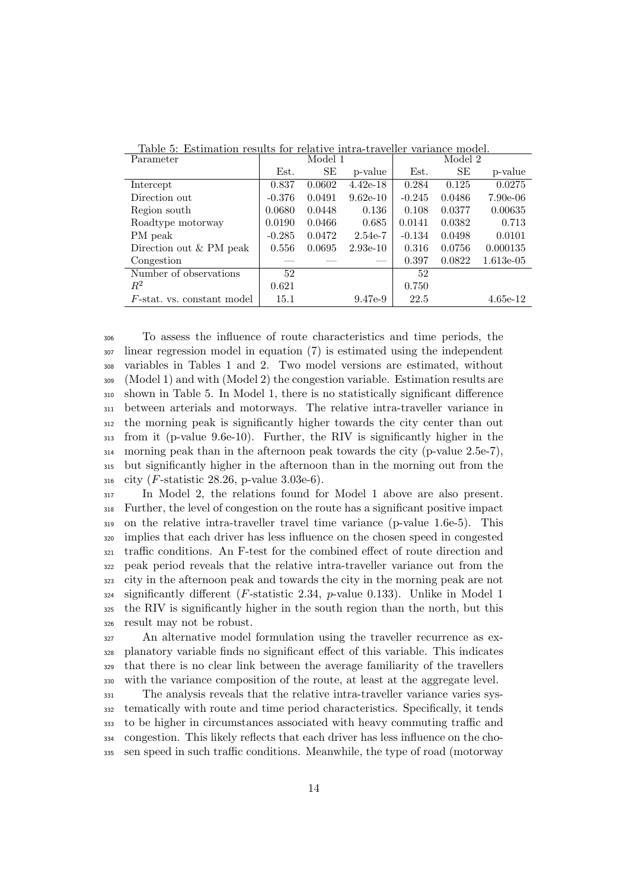Table 5: Estimation results for relative intra-traveller variance model.

| Parameter | Model 1 | | | Model 2 | | |
|---|---|---|---|---|---|---|
| | Est. | SE | p-value | Est. | SE | p-value |
| Intercept | 0.837 | 0.0602 | 4.42e-18 | 0.284 | 0.125 | 0.0275 |
| Direction out | -0.376 | 0.0491 | 9.62e-10 | -0.245 | 0.0486 | 7.90e-06 |
| Region south | 0.0680 | 0.0448 | 0.136 | 0.108 | 0.0377 | 0.00635 |
| Roadtype motorway | 0.0190 | 0.0466 | 0.685 | 0.0141 | 0.0382 | 0.713 |
| PM peak | -0.285 | 0.0472 | 2.54e-7 | -0.134 | 0.0498 | 0.0101 |
| Direction out & PM peak | 0.556 | 0.0695 | 2.93e-10 | 0.316 | 0.0756 | 0.000135 |
| Congestion | — | — | — | 0.397 | 0.0822 | 1.613e-05 |
| Number of observations | 52 | | | 52 | | |
| $R^2$ | 0.621 | | | 0.750 | | |
| $F$-stat. vs. constant model | 15.1 | | 9.47e-9 | 22.5 | | 4.65e-12 |

To assess the influence of route characteristics and time periods, the linear regression model in equation (7) is estimated using the independent variables in Tables 1 and 2. Two model versions are estimated, without (Model 1) and with (Model 2) the congestion variable. Estimation results are shown in Table 5. In Model 1, there is no statistically significant difference between arterials and motorways. The relative intra-traveller variance in the morning peak is significantly higher towards the city center than out from it (p-value 9.6e-10). Further, the RIV is significantly higher in the morning peak than in the afternoon peak towards the city (p-value 2.5e-7), but significantly higher in the afternoon than in the morning out from the city ($F$-statistic 28.26, p-value 3.03e-6).

In Model 2, the relations found for Model 1 above are also present. Further, the level of congestion on the route has a significant positive impact on the relative intra-traveller travel time variance (p-value 1.6e-5). This implies that each driver has less influence on the chosen speed in congested traffic conditions. An F-test for the combined effect of route direction and peak period reveals that the relative intra-traveller variance out from the city in the afternoon peak and towards the city in the morning peak are not significantly different ($F$-statistic 2.34, $p$-value 0.133). Unlike in Model 1 the RIV is significantly higher in the south region than the north, but this result may not be robust.

An alternative model formulation using the traveller recurrence as explanatory variable finds no significant effect of this variable. This indicates that there is no clear link between the average familiarity of the travellers with the variance composition of the route, at least at the aggregate level.

The analysis reveals that the relative intra-traveller variance varies systematically with route and time period characteristics. Specifically, it tends to be higher in circumstances associated with heavy commuting traffic and congestion. This likely reflects that each driver has less influence on the chosen speed in such traffic conditions. Meanwhile, the type of road (motorway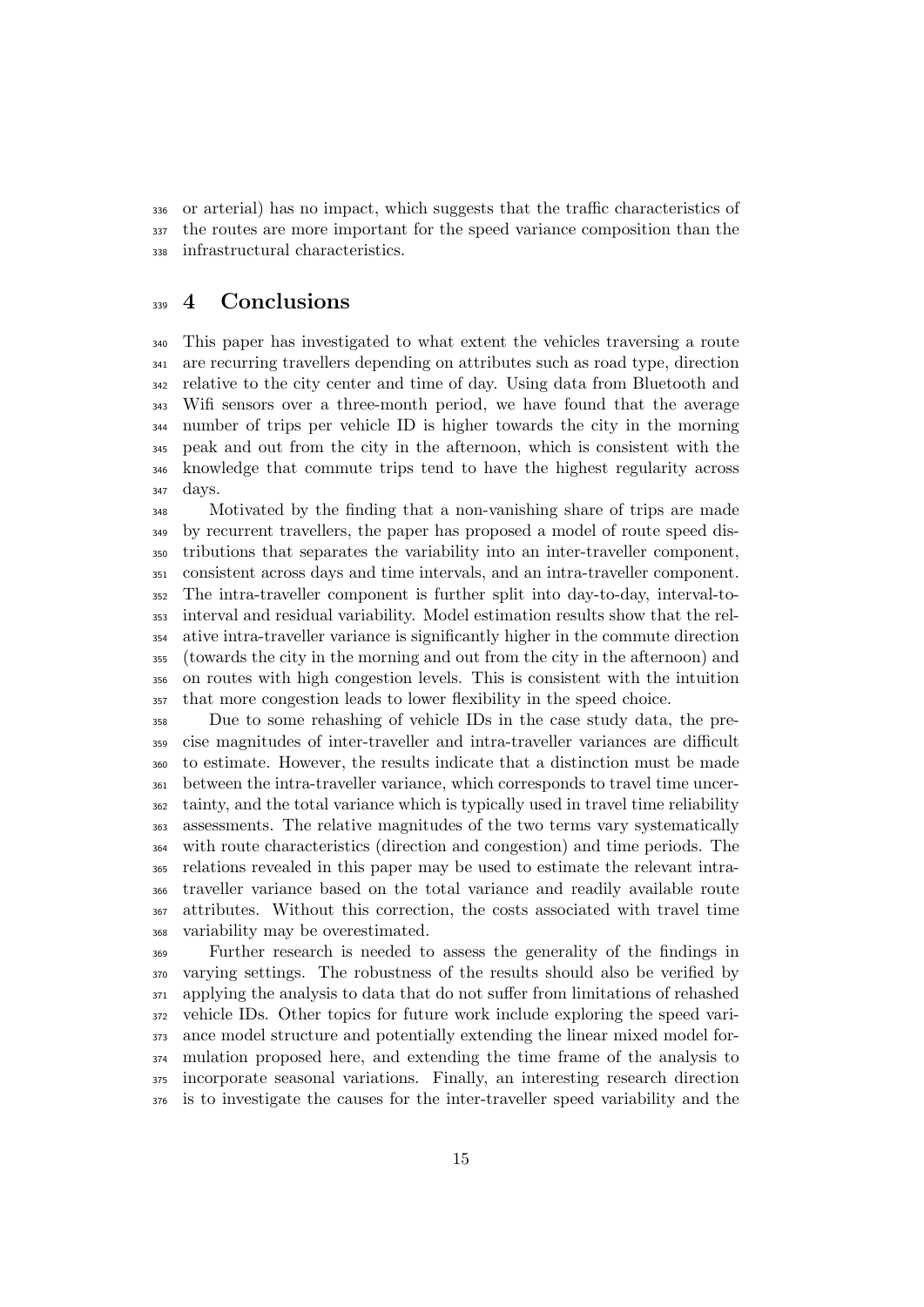or arterial) has no impact, which suggests that the traffic characteristics of the routes are more important for the speed variance composition than the infrastructural characteristics.

## 4 Conclusions

This paper has investigated to what extent the vehicles traversing a route are recurring travellers depending on attributes such as road type, direction relative to the city center and time of day. Using data from Bluetooth and Wifi sensors over a three-month period, we have found that the average number of trips per vehicle ID is higher towards the city in the morning peak and out from the city in the afternoon, which is consistent with the knowledge that commute trips tend to have the highest regularity across days.

Motivated by the finding that a non-vanishing share of trips are made by recurrent travellers, the paper has proposed a model of route speed distributions that separates the variability into an inter-traveller component, consistent across days and time intervals, and an intra-traveller component. The intra-traveller component is further split into day-to-day, interval-to-interval and residual variability. Model estimation results show that the relative intra-traveller variance is significantly higher in the commute direction (towards the city in the morning and out from the city in the afternoon) and on routes with high congestion levels. This is consistent with the intuition that more congestion leads to lower flexibility in the speed choice.

Due to some rehashing of vehicle IDs in the case study data, the precise magnitudes of inter-traveller and intra-traveller variances are difficult to estimate. However, the results indicate that a distinction must be made between the intra-traveller variance, which corresponds to travel time uncertainty, and the total variance which is typically used in travel time reliability assessments. The relative magnitudes of the two terms vary systematically with route characteristics (direction and congestion) and time periods. The relations revealed in this paper may be used to estimate the relevant intra-traveller variance based on the total variance and readily available route attributes. Without this correction, the costs associated with travel time variability may be overestimated.

Further research is needed to assess the generality of the findings in varying settings. The robustness of the results should also be verified by applying the analysis to data that do not suffer from limitations of rehashed vehicle IDs. Other topics for future work include exploring the speed variance model structure and potentially extending the linear mixed model formulation proposed here, and extending the time frame of the analysis to incorporate seasonal variations. Finally, an interesting research direction is to investigate the causes for the inter-traveller speed variability and the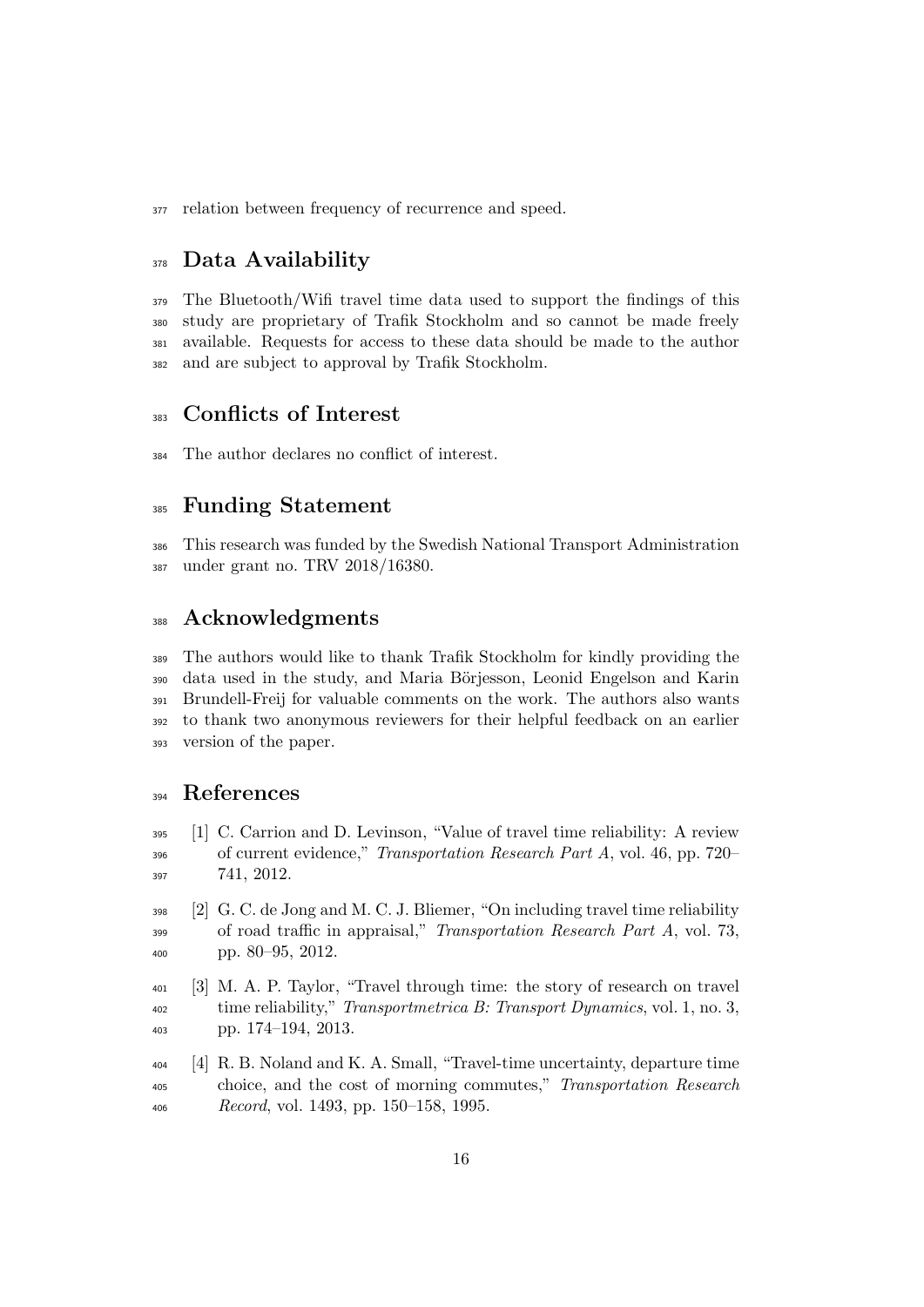relation between frequency of recurrence and speed.

# Data Availability

The Bluetooth/Wifi travel time data used to support the findings of this study are proprietary of Trafik Stockholm and so cannot be made freely available. Requests for access to these data should be made to the author and are subject to approval by Trafik Stockholm.

# Conflicts of Interest

The author declares no conflict of interest.

# Funding Statement

This research was funded by the Swedish National Transport Administration under grant no. TRV 2018/16380.

# Acknowledgments

The authors would like to thank Trafik Stockholm for kindly providing the data used in the study, and Maria Börjesson, Leonid Engelson and Karin Brundell-Freij for valuable comments on the work. The authors also wants to thank two anonymous reviewers for their helpful feedback on an earlier version of the paper.

# References

[1] C. Carrion and D. Levinson, "Value of travel time reliability: A review of current evidence," *Transportation Research Part A*, vol. 46, pp. 720–741, 2012.

[2] G. C. de Jong and M. C. J. Bliemer, "On including travel time reliability of road traffic in appraisal," *Transportation Research Part A*, vol. 73, pp. 80–95, 2012.

[3] M. A. P. Taylor, "Travel through time: the story of research on travel time reliability," *Transportmetrica B: Transport Dynamics*, vol. 1, no. 3, pp. 174–194, 2013.

[4] R. B. Noland and K. A. Small, "Travel-time uncertainty, departure time choice, and the cost of morning commutes," *Transportation Research Record*, vol. 1493, pp. 150–158, 1995.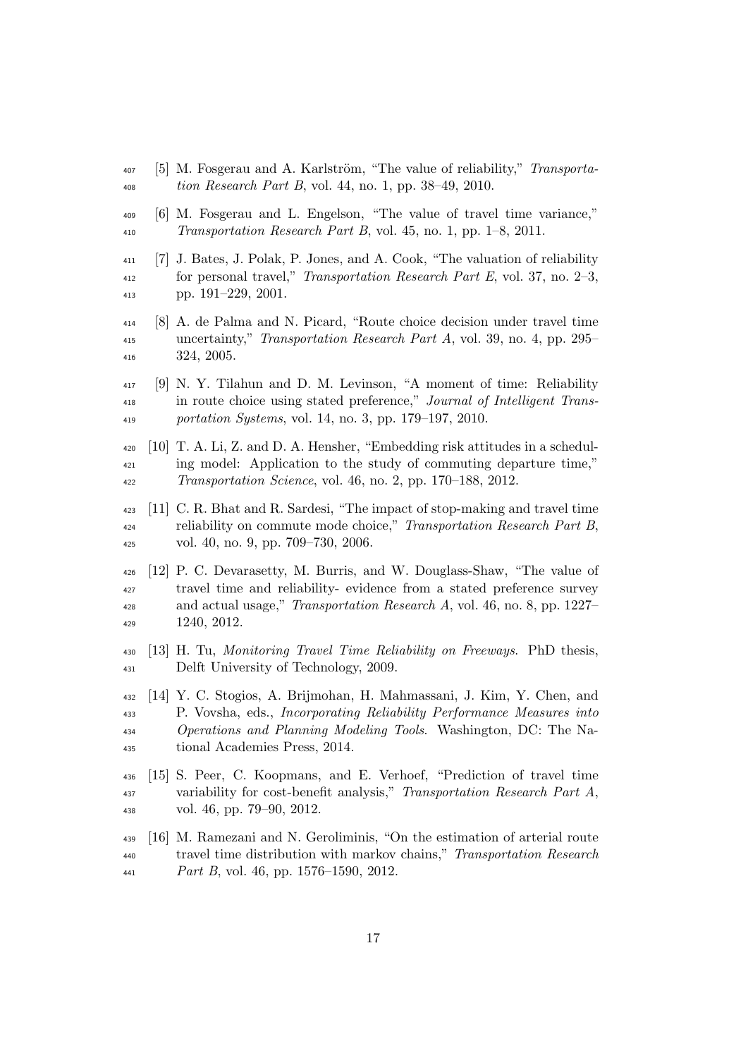[5] M. Fosgerau and A. Karlström, "The value of reliability," *Transportation Research Part B*, vol. 44, no. 1, pp. 38–49, 2010.

[6] M. Fosgerau and L. Engelson, "The value of travel time variance," *Transportation Research Part B*, vol. 45, no. 1, pp. 1–8, 2011.

[7] J. Bates, J. Polak, P. Jones, and A. Cook, "The valuation of reliability for personal travel," *Transportation Research Part E*, vol. 37, no. 2–3, pp. 191–229, 2001.

[8] A. de Palma and N. Picard, "Route choice decision under travel time uncertainty," *Transportation Research Part A*, vol. 39, no. 4, pp. 295–324, 2005.

[9] N. Y. Tilahun and D. M. Levinson, "A moment of time: Reliability in route choice using stated preference," *Journal of Intelligent Transportation Systems*, vol. 14, no. 3, pp. 179–197, 2010.

[10] T. A. Li, Z. and D. A. Hensher, "Embedding risk attitudes in a scheduling model: Application to the study of commuting departure time," *Transportation Science*, vol. 46, no. 2, pp. 170–188, 2012.

[11] C. R. Bhat and R. Sardesi, "The impact of stop-making and travel time reliability on commute mode choice," *Transportation Research Part B*, vol. 40, no. 9, pp. 709–730, 2006.

[12] P. C. Devarasetty, M. Burris, and W. Douglass-Shaw, "The value of travel time and reliability- evidence from a stated preference survey and actual usage," *Transportation Research A*, vol. 46, no. 8, pp. 1227–1240, 2012.

[13] H. Tu, *Monitoring Travel Time Reliability on Freeways*. PhD thesis, Delft University of Technology, 2009.

[14] Y. C. Stogios, A. Brijmohan, H. Mahmassani, J. Kim, Y. Chen, and P. Vovsha, eds., *Incorporating Reliability Performance Measures into Operations and Planning Modeling Tools*. Washington, DC: The National Academies Press, 2014.

[15] S. Peer, C. Koopmans, and E. Verhoef, "Prediction of travel time variability for cost-benefit analysis," *Transportation Research Part A*, vol. 46, pp. 79–90, 2012.

[16] M. Ramezani and N. Geroliminis, "On the estimation of arterial route travel time distribution with markov chains," *Transportation Research Part B*, vol. 46, pp. 1576–1590, 2012.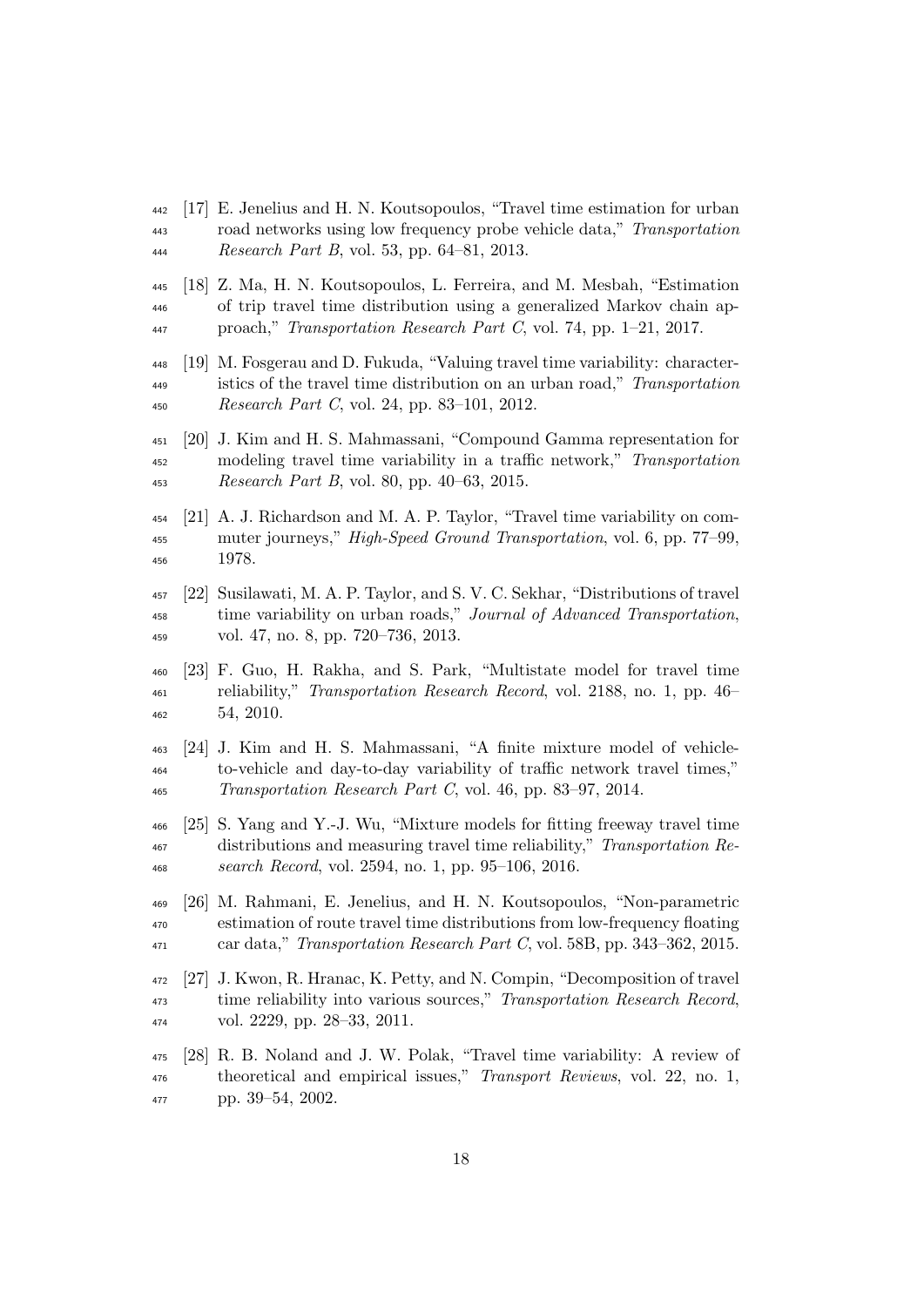[17] E. Jenelius and H. N. Koutsopoulos, "Travel time estimation for urban road networks using low frequency probe vehicle data," *Transportation Research Part B*, vol. 53, pp. 64–81, 2013.

[18] Z. Ma, H. N. Koutsopoulos, L. Ferreira, and M. Mesbah, "Estimation of trip travel time distribution using a generalized Markov chain approach," *Transportation Research Part C*, vol. 74, pp. 1–21, 2017.

[19] M. Fosgerau and D. Fukuda, "Valuing travel time variability: characteristics of the travel time distribution on an urban road," *Transportation Research Part C*, vol. 24, pp. 83–101, 2012.

[20] J. Kim and H. S. Mahmassani, "Compound Gamma representation for modeling travel time variability in a traffic network," *Transportation Research Part B*, vol. 80, pp. 40–63, 2015.

[21] A. J. Richardson and M. A. P. Taylor, "Travel time variability on commuter journeys," *High-Speed Ground Transportation*, vol. 6, pp. 77–99, 1978.

[22] Susilawati, M. A. P. Taylor, and S. V. C. Sekhar, "Distributions of travel time variability on urban roads," *Journal of Advanced Transportation*, vol. 47, no. 8, pp. 720–736, 2013.

[23] F. Guo, H. Rakha, and S. Park, "Multistate model for travel time reliability," *Transportation Research Record*, vol. 2188, no. 1, pp. 46–54, 2010.

[24] J. Kim and H. S. Mahmassani, "A finite mixture model of vehicle-to-vehicle and day-to-day variability of traffic network travel times," *Transportation Research Part C*, vol. 46, pp. 83–97, 2014.

[25] S. Yang and Y.-J. Wu, "Mixture models for fitting freeway travel time distributions and measuring travel time reliability," *Transportation Research Record*, vol. 2594, no. 1, pp. 95–106, 2016.

[26] M. Rahmani, E. Jenelius, and H. N. Koutsopoulos, "Non-parametric estimation of route travel time distributions from low-frequency floating car data," *Transportation Research Part C*, vol. 58B, pp. 343–362, 2015.

[27] J. Kwon, R. Hranac, K. Petty, and N. Compin, "Decomposition of travel time reliability into various sources," *Transportation Research Record*, vol. 2229, pp. 28–33, 2011.

[28] R. B. Noland and J. W. Polak, "Travel time variability: A review of theoretical and empirical issues," *Transport Reviews*, vol. 22, no. 1, pp. 39–54, 2002.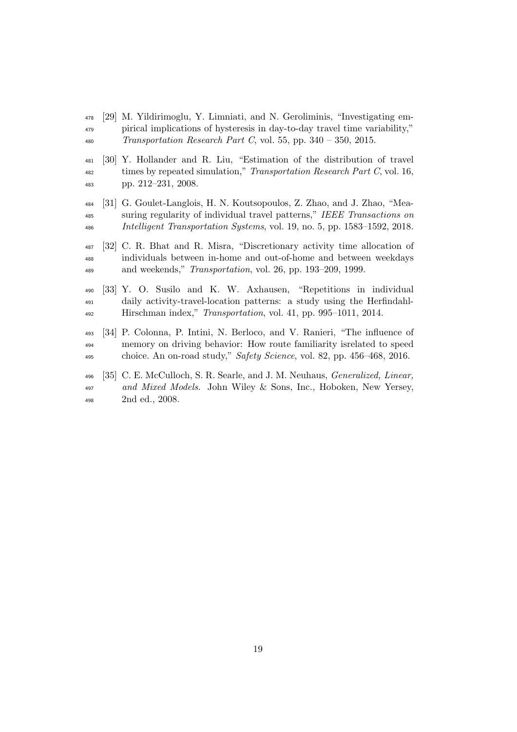[29] M. Yildirimoglu, Y. Limniati, and N. Geroliminis, "Investigating empirical implications of hysteresis in day-to-day travel time variability," *Transportation Research Part C*, vol. 55, pp. 340 – 350, 2015.

[30] Y. Hollander and R. Liu, "Estimation of the distribution of travel times by repeated simulation," *Transportation Research Part C*, vol. 16, pp. 212–231, 2008.

[31] G. Goulet-Langlois, H. N. Koutsopoulos, Z. Zhao, and J. Zhao, "Measuring regularity of individual travel patterns," *IEEE Transactions on Intelligent Transportation Systems*, vol. 19, no. 5, pp. 1583–1592, 2018.

[32] C. R. Bhat and R. Misra, "Discretionary activity time allocation of individuals between in-home and out-of-home and between weekdays and weekends," *Transportation*, vol. 26, pp. 193–209, 1999.

[33] Y. O. Susilo and K. W. Axhausen, "Repetitions in individual daily activity-travel-location patterns: a study using the Herfindahl-Hirschman index," *Transportation*, vol. 41, pp. 995–1011, 2014.

[34] P. Colonna, P. Intini, N. Berloco, and V. Ranieri, "The influence of memory on driving behavior: How route familiarity isrelated to speed choice. An on-road study," *Safety Science*, vol. 82, pp. 456–468, 2016.

[35] C. E. McCulloch, S. R. Searle, and J. M. Neuhaus, *Generalized, Linear, and Mixed Models*. John Wiley & Sons, Inc., Hoboken, New Yersey, 2nd ed., 2008.